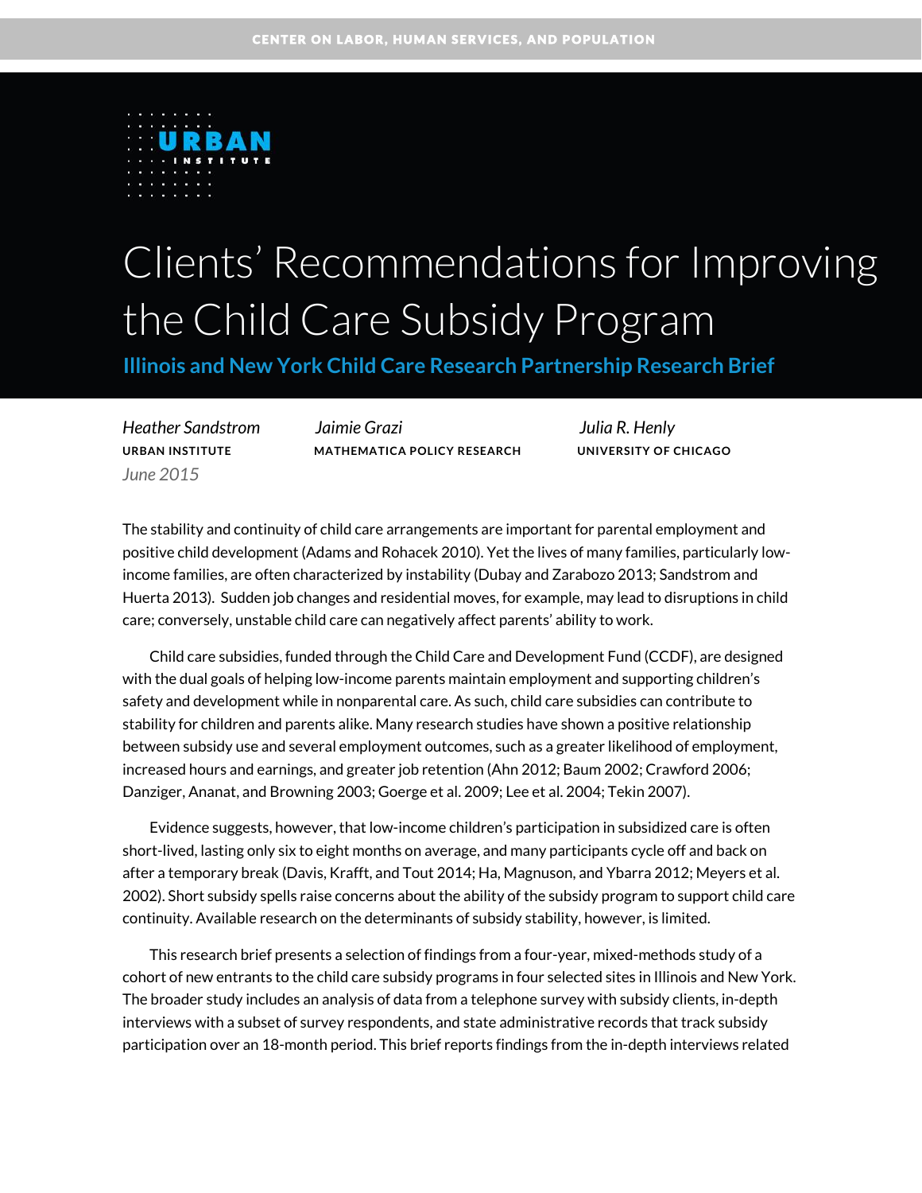CENTER ON LABOR, HUMAN SERVICES, AND POPULATION

URBAN INSTITUTE

# Clients' Recommendations for Improving the Child Care Subsidy Program

## Illinois and New York Child Care Research Partnership Research Brief

*Heather Sandstrom*
URBAN INSTITUTE

*Jaimie Grazi*
MATHEMATICA POLICY RESEARCH

*Julia R. Henly*
UNIVERSITY OF CHICAGO

*June 2015*

The stability and continuity of child care arrangements are important for parental employment and positive child development (Adams and Rohacek 2010). Yet the lives of many families, particularly low-income families, are often characterized by instability (Dubay and Zarabozo 2013; Sandstrom and Huerta 2013). Sudden job changes and residential moves, for example, may lead to disruptions in child care; conversely, unstable child care can negatively affect parents' ability to work.

Child care subsidies, funded through the Child Care and Development Fund (CCDF), are designed with the dual goals of helping low-income parents maintain employment and supporting children's safety and development while in nonparental care. As such, child care subsidies can contribute to stability for children and parents alike. Many research studies have shown a positive relationship between subsidy use and several employment outcomes, such as a greater likelihood of employment, increased hours and earnings, and greater job retention (Ahn 2012; Baum 2002; Crawford 2006; Danziger, Ananat, and Browning 2003; Goerge et al. 2009; Lee et al. 2004; Tekin 2007).

Evidence suggests, however, that low-income children's participation in subsidized care is often short-lived, lasting only six to eight months on average, and many participants cycle off and back on after a temporary break (Davis, Krafft, and Tout 2014; Ha, Magnuson, and Ybarra 2012; Meyers et al. 2002). Short subsidy spells raise concerns about the ability of the subsidy program to support child care continuity. Available research on the determinants of subsidy stability, however, is limited.

This research brief presents a selection of findings from a four-year, mixed-methods study of a cohort of new entrants to the child care subsidy programs in four selected sites in Illinois and New York. The broader study includes an analysis of data from a telephone survey with subsidy clients, in-depth interviews with a subset of survey respondents, and state administrative records that track subsidy participation over an 18-month period. This brief reports findings from the in-depth interviews related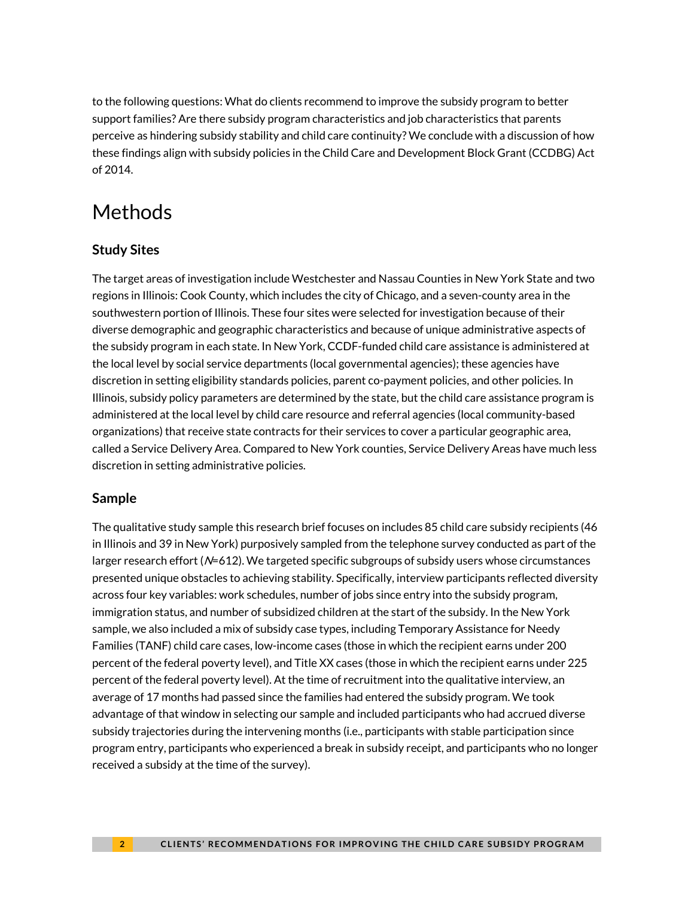to the following questions: What do clients recommend to improve the subsidy program to better support families? Are there subsidy program characteristics and job characteristics that parents perceive as hindering subsidy stability and child care continuity? We conclude with a discussion of how these findings align with subsidy policies in the Child Care and Development Block Grant (CCDBG) Act of 2014.

# Methods

## Study Sites

The target areas of investigation include Westchester and Nassau Counties in New York State and two regions in Illinois: Cook County, which includes the city of Chicago, and a seven-county area in the southwestern portion of Illinois. These four sites were selected for investigation because of their diverse demographic and geographic characteristics and because of unique administrative aspects of the subsidy program in each state. In New York, CCDF-funded child care assistance is administered at the local level by social service departments (local governmental agencies); these agencies have discretion in setting eligibility standards policies, parent co-payment policies, and other policies. In Illinois, subsidy policy parameters are determined by the state, but the child care assistance program is administered at the local level by child care resource and referral agencies (local community-based organizations) that receive state contracts for their services to cover a particular geographic area, called a Service Delivery Area. Compared to New York counties, Service Delivery Areas have much less discretion in setting administrative policies.

## Sample

The qualitative study sample this research brief focuses on includes 85 child care subsidy recipients (46 in Illinois and 39 in New York) purposively sampled from the telephone survey conducted as part of the larger research effort ($N$=612). We targeted specific subgroups of subsidy users whose circumstances presented unique obstacles to achieving stability. Specifically, interview participants reflected diversity across four key variables: work schedules, number of jobs since entry into the subsidy program, immigration status, and number of subsidized children at the start of the subsidy. In the New York sample, we also included a mix of subsidy case types, including Temporary Assistance for Needy Families (TANF) child care cases, low-income cases (those in which the recipient earns under 200 percent of the federal poverty level), and Title XX cases (those in which the recipient earns under 225 percent of the federal poverty level). At the time of recruitment into the qualitative interview, an average of 17 months had passed since the families had entered the subsidy program. We took advantage of that window in selecting our sample and included participants who had accrued diverse subsidy trajectories during the intervening months (i.e., participants with stable participation since program entry, participants who experienced a break in subsidy receipt, and participants who no longer received a subsidy at the time of the survey).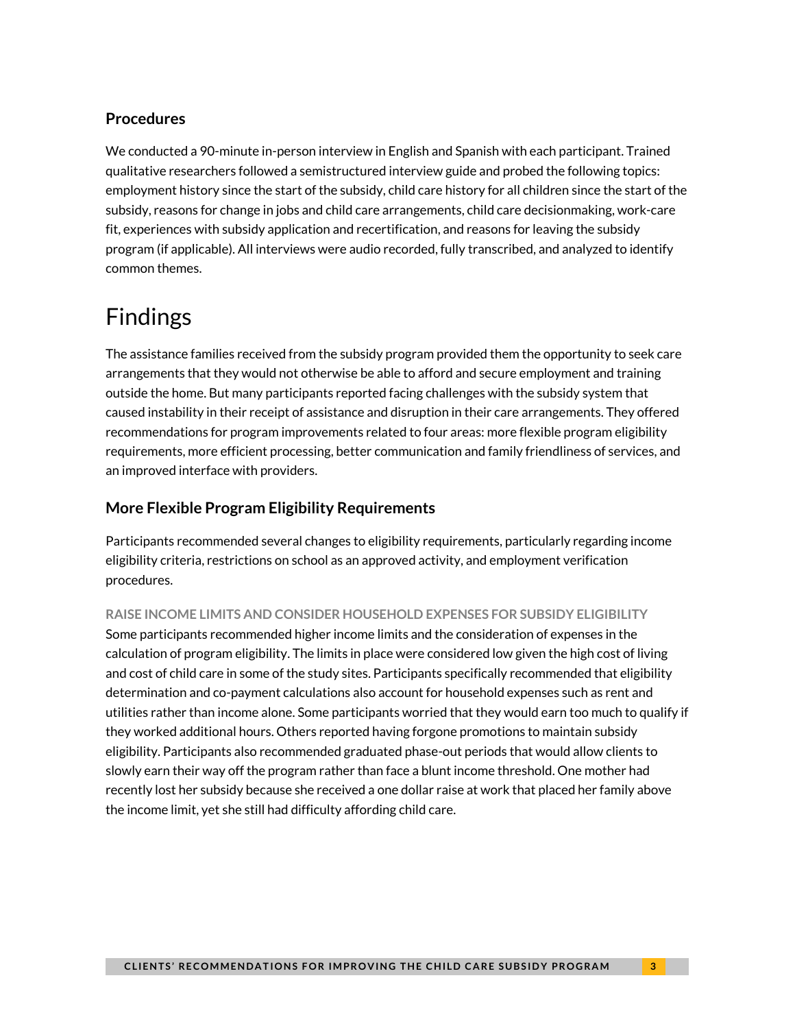### Procedures

We conducted a 90-minute in-person interview in English and Spanish with each participant. Trained qualitative researchers followed a semistructured interview guide and probed the following topics: employment history since the start of the subsidy, child care history for all children since the start of the subsidy, reasons for change in jobs and child care arrangements, child care decisionmaking, work-care fit, experiences with subsidy application and recertification, and reasons for leaving the subsidy program (if applicable). All interviews were audio recorded, fully transcribed, and analyzed to identify common themes.

# Findings

The assistance families received from the subsidy program provided them the opportunity to seek care arrangements that they would not otherwise be able to afford and secure employment and training outside the home. But many participants reported facing challenges with the subsidy system that caused instability in their receipt of assistance and disruption in their care arrangements. They offered recommendations for program improvements related to four areas: more flexible program eligibility requirements, more efficient processing, better communication and family friendliness of services, and an improved interface with providers.

### More Flexible Program Eligibility Requirements

Participants recommended several changes to eligibility requirements, particularly regarding income eligibility criteria, restrictions on school as an approved activity, and employment verification procedures.

#### RAISE INCOME LIMITS AND CONSIDER HOUSEHOLD EXPENSES FOR SUBSIDY ELIGIBILITY

Some participants recommended higher income limits and the consideration of expenses in the calculation of program eligibility. The limits in place were considered low given the high cost of living and cost of child care in some of the study sites. Participants specifically recommended that eligibility determination and co-payment calculations also account for household expenses such as rent and utilities rather than income alone. Some participants worried that they would earn too much to qualify if they worked additional hours. Others reported having forgone promotions to maintain subsidy eligibility. Participants also recommended graduated phase-out periods that would allow clients to slowly earn their way off the program rather than face a blunt income threshold. One mother had recently lost her subsidy because she received a one dollar raise at work that placed her family above the income limit, yet she still had difficulty affording child care.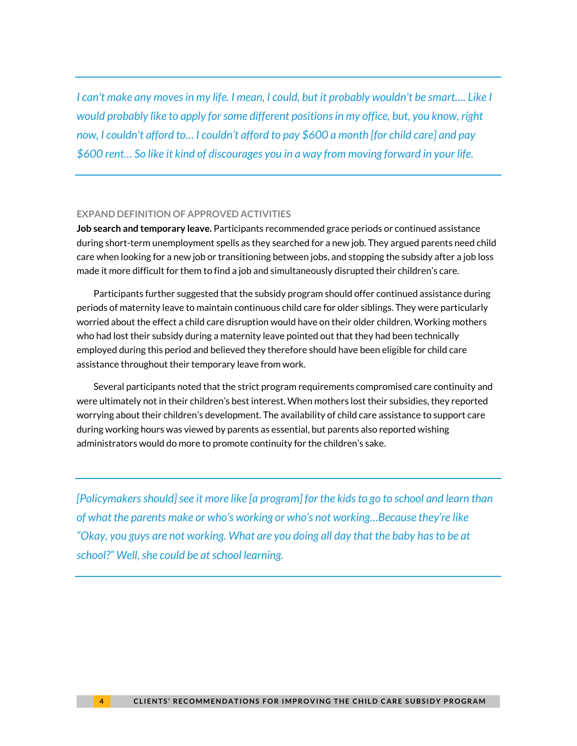> *I can't make any moves in my life. I mean, I could, but it probably wouldn't be smart…. Like I would probably like to apply for some different positions in my office, but, you know, right now, I couldn't afford to… I couldn't afford to pay $600 a month [for child care] and pay $600 rent… So like it kind of discourages you in a way from moving forward in your life.*

### EXPAND DEFINITION OF APPROVED ACTIVITIES

**Job search and temporary leave.** Participants recommended grace periods or continued assistance during short-term unemployment spells as they searched for a new job. They argued parents need child care when looking for a new job or transitioning between jobs, and stopping the subsidy after a job loss made it more difficult for them to find a job and simultaneously disrupted their children's care.

Participants further suggested that the subsidy program should offer continued assistance during periods of maternity leave to maintain continuous child care for older siblings. They were particularly worried about the effect a child care disruption would have on their older children. Working mothers who had lost their subsidy during a maternity leave pointed out that they had been technically employed during this period and believed they therefore should have been eligible for child care assistance throughout their temporary leave from work.

Several participants noted that the strict program requirements compromised care continuity and were ultimately not in their children's best interest. When mothers lost their subsidies, they reported worrying about their children's development. The availability of child care assistance to support care during working hours was viewed by parents as essential, but parents also reported wishing administrators would do more to promote continuity for the children's sake.

> *[Policymakers should] see it more like [a program] for the kids to go to school and learn than of what the parents make or who's working or who's not working…Because they're like "Okay, you guys are not working. What are you doing all day that the baby has to be at school?" Well, she could be at school learning.*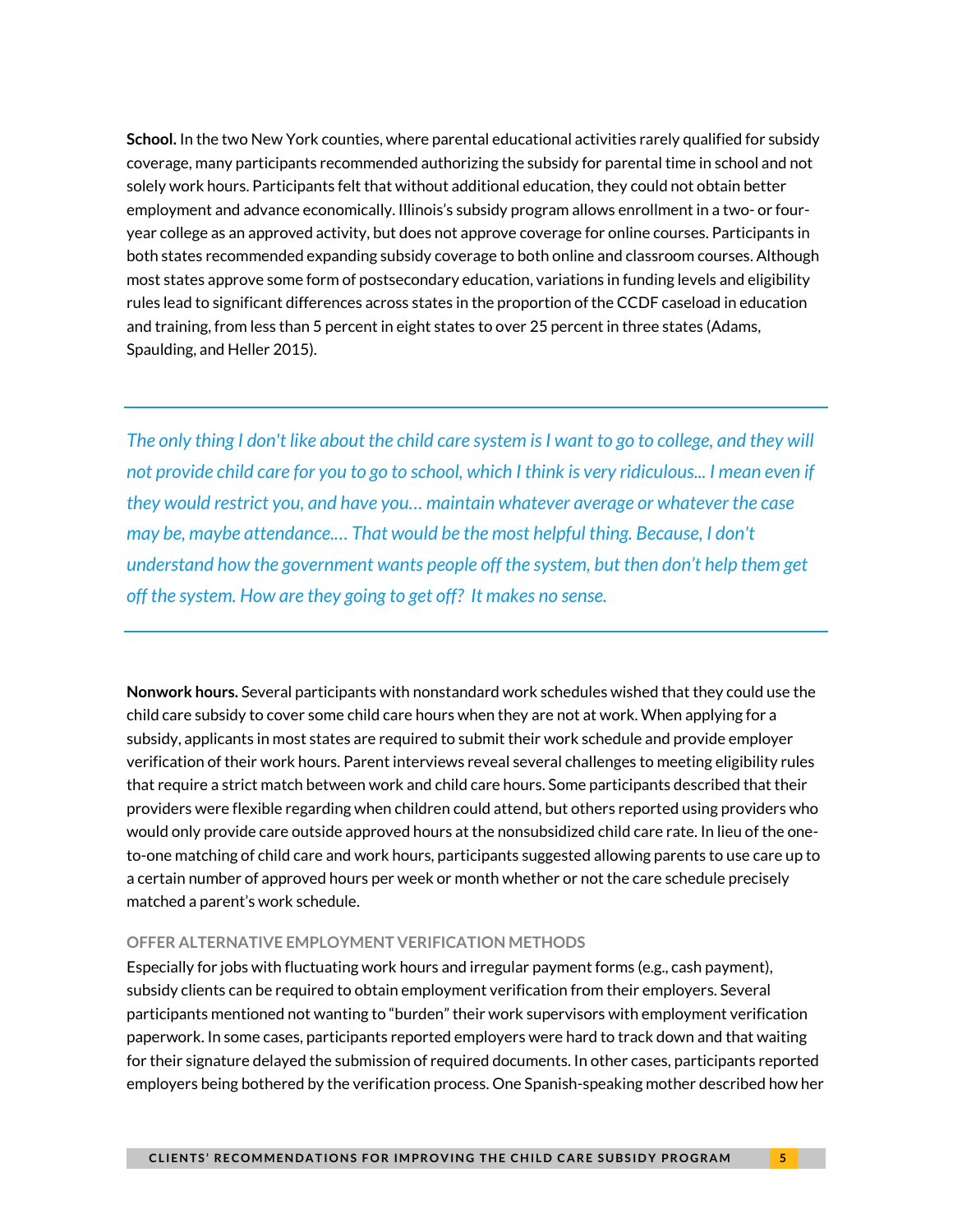**School.** In the two New York counties, where parental educational activities rarely qualified for subsidy coverage, many participants recommended authorizing the subsidy for parental time in school and not solely work hours. Participants felt that without additional education, they could not obtain better employment and advance economically. Illinois's subsidy program allows enrollment in a two- or four-year college as an approved activity, but does not approve coverage for online courses. Participants in both states recommended expanding subsidy coverage to both online and classroom courses. Although most states approve some form of postsecondary education, variations in funding levels and eligibility rules lead to significant differences across states in the proportion of the CCDF caseload in education and training, from less than 5 percent in eight states to over 25 percent in three states (Adams, Spaulding, and Heller 2015).

---

*The only thing I don't like about the child care system is I want to go to college, and they will not provide child care for you to go to school, which I think is very ridiculous... I mean even if they would restrict you, and have you… maintain whatever average or whatever the case may be, maybe attendance.… That would be the most helpful thing. Because, I don't understand how the government wants people off the system, but then don't help them get off the system. How are they going to get off? It makes no sense.*

---

**Nonwork hours.** Several participants with nonstandard work schedules wished that they could use the child care subsidy to cover some child care hours when they are not at work. When applying for a subsidy, applicants in most states are required to submit their work schedule and provide employer verification of their work hours. Parent interviews reveal several challenges to meeting eligibility rules that require a strict match between work and child care hours. Some participants described that their providers were flexible regarding when children could attend, but others reported using providers who would only provide care outside approved hours at the nonsubsidized child care rate. In lieu of the one-to-one matching of child care and work hours, participants suggested allowing parents to use care up to a certain number of approved hours per week or month whether or not the care schedule precisely matched a parent's work schedule.

### OFFER ALTERNATIVE EMPLOYMENT VERIFICATION METHODS

Especially for jobs with fluctuating work hours and irregular payment forms (e.g., cash payment), subsidy clients can be required to obtain employment verification from their employers. Several participants mentioned not wanting to "burden" their work supervisors with employment verification paperwork. In some cases, participants reported employers were hard to track down and that waiting for their signature delayed the submission of required documents. In other cases, participants reported employers being bothered by the verification process. One Spanish-speaking mother described how her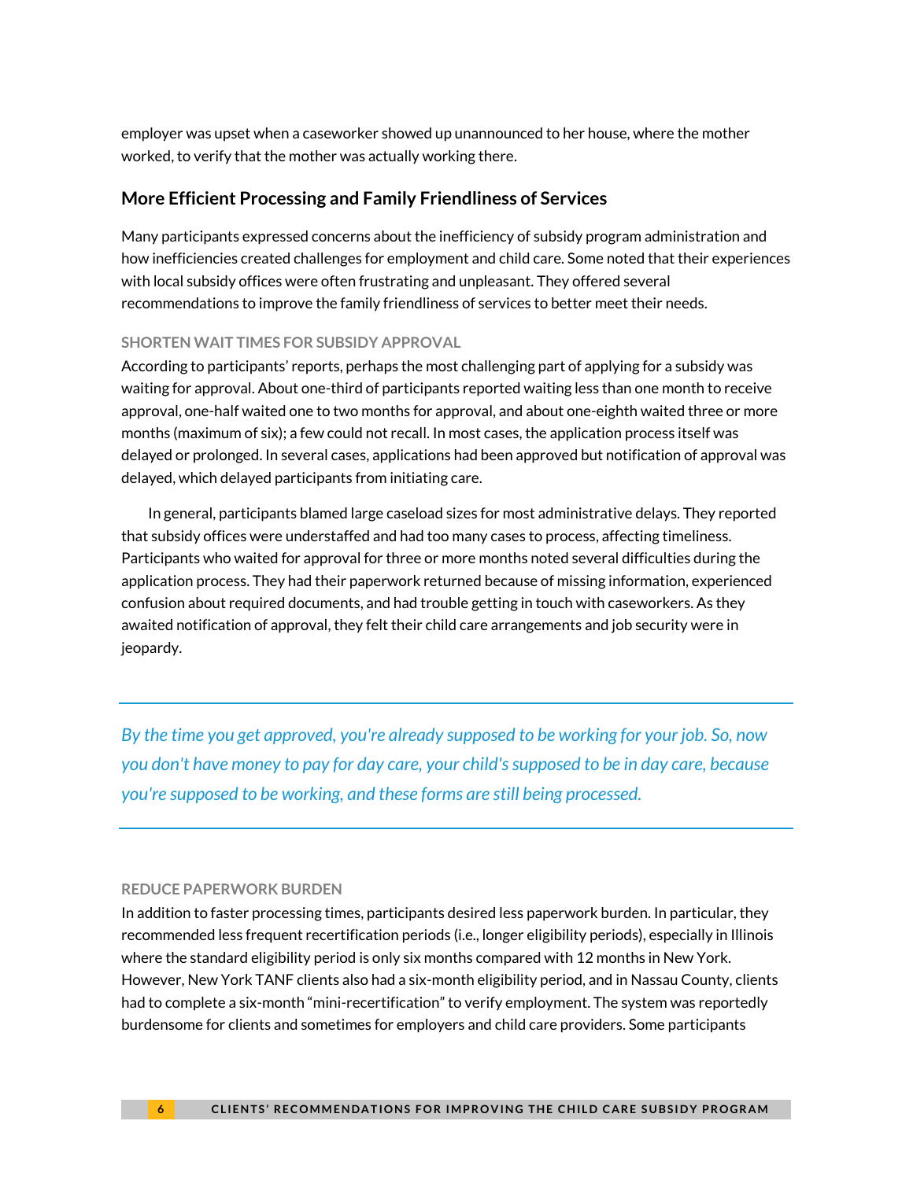employer was upset when a caseworker showed up unannounced to her house, where the mother worked, to verify that the mother was actually working there.

## More Efficient Processing and Family Friendliness of Services

Many participants expressed concerns about the inefficiency of subsidy program administration and how inefficiencies created challenges for employment and child care. Some noted that their experiences with local subsidy offices were often frustrating and unpleasant. They offered several recommendations to improve the family friendliness of services to better meet their needs.

### SHORTEN WAIT TIMES FOR SUBSIDY APPROVAL

According to participants' reports, perhaps the most challenging part of applying for a subsidy was waiting for approval. About one-third of participants reported waiting less than one month to receive approval, one-half waited one to two months for approval, and about one-eighth waited three or more months (maximum of six); a few could not recall. In most cases, the application process itself was delayed or prolonged. In several cases, applications had been approved but notification of approval was delayed, which delayed participants from initiating care.

In general, participants blamed large caseload sizes for most administrative delays. They reported that subsidy offices were understaffed and had too many cases to process, affecting timeliness. Participants who waited for approval for three or more months noted several difficulties during the application process. They had their paperwork returned because of missing information, experienced confusion about required documents, and had trouble getting in touch with caseworkers. As they awaited notification of approval, they felt their child care arrangements and job security were in jeopardy.

> *By the time you get approved, you're already supposed to be working for your job. So, now you don't have money to pay for day care, your child's supposed to be in day care, because you're supposed to be working, and these forms are still being processed.*

### REDUCE PAPERWORK BURDEN

In addition to faster processing times, participants desired less paperwork burden. In particular, they recommended less frequent recertification periods (i.e., longer eligibility periods), especially in Illinois where the standard eligibility period is only six months compared with 12 months in New York. However, New York TANF clients also had a six-month eligibility period, and in Nassau County, clients had to complete a six-month "mini-recertification" to verify employment. The system was reportedly burdensome for clients and sometimes for employers and child care providers. Some participants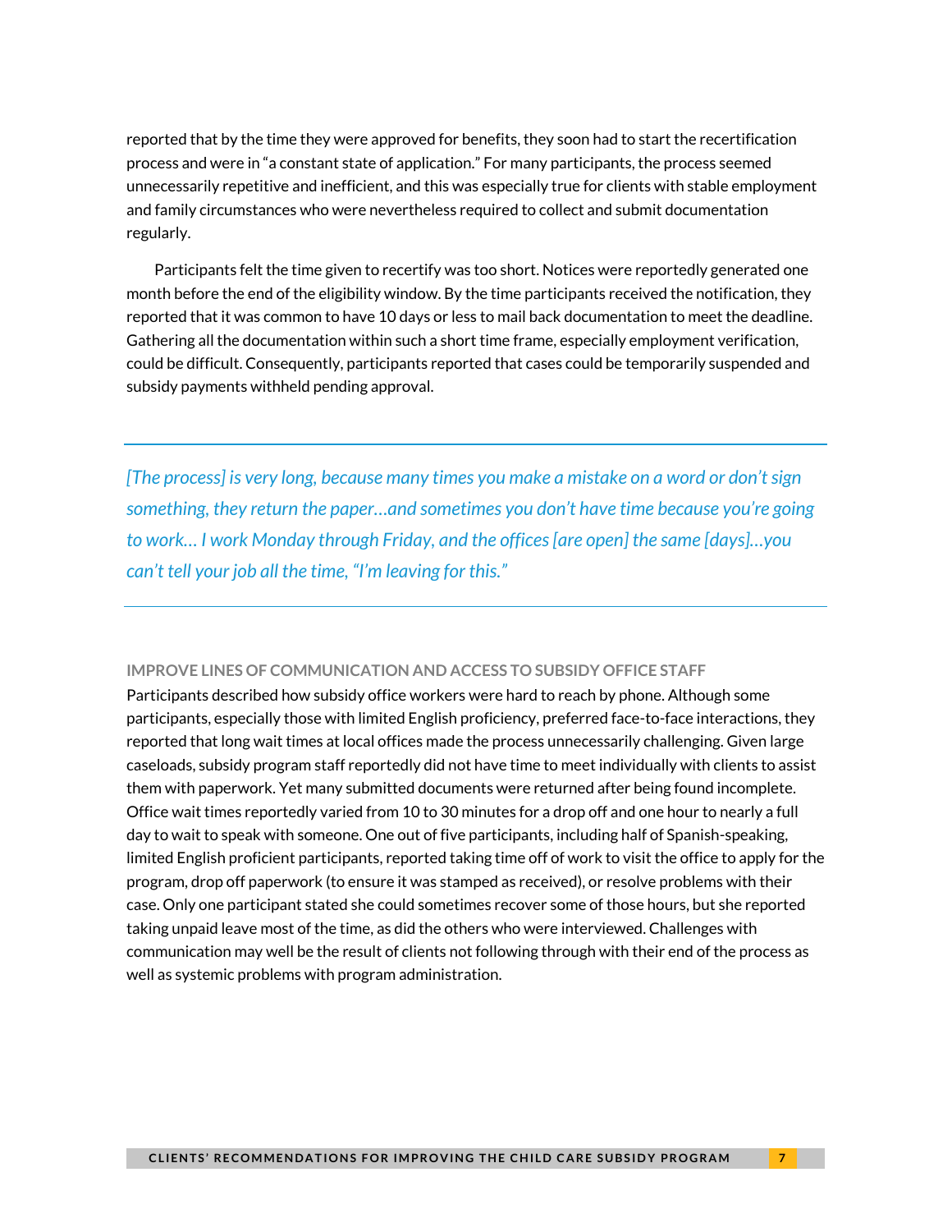reported that by the time they were approved for benefits, they soon had to start the recertification process and were in "a constant state of application." For many participants, the process seemed unnecessarily repetitive and inefficient, and this was especially true for clients with stable employment and family circumstances who were nevertheless required to collect and submit documentation regularly.

Participants felt the time given to recertify was too short. Notices were reportedly generated one month before the end of the eligibility window. By the time participants received the notification, they reported that it was common to have 10 days or less to mail back documentation to meet the deadline. Gathering all the documentation within such a short time frame, especially employment verification, could be difficult. Consequently, participants reported that cases could be temporarily suspended and subsidy payments withheld pending approval.

---

*[The process] is very long, because many times you make a mistake on a word or don't sign something, they return the paper…and sometimes you don't have time because you're going to work… I work Monday through Friday, and the offices [are open] the same [days]…you can't tell your job all the time, "I'm leaving for this."*

---

### IMPROVE LINES OF COMMUNICATION AND ACCESS TO SUBSIDY OFFICE STAFF

Participants described how subsidy office workers were hard to reach by phone. Although some participants, especially those with limited English proficiency, preferred face-to-face interactions, they reported that long wait times at local offices made the process unnecessarily challenging. Given large caseloads, subsidy program staff reportedly did not have time to meet individually with clients to assist them with paperwork. Yet many submitted documents were returned after being found incomplete. Office wait times reportedly varied from 10 to 30 minutes for a drop off and one hour to nearly a full day to wait to speak with someone. One out of five participants, including half of Spanish-speaking, limited English proficient participants, reported taking time off of work to visit the office to apply for the program, drop off paperwork (to ensure it was stamped as received), or resolve problems with their case. Only one participant stated she could sometimes recover some of those hours, but she reported taking unpaid leave most of the time, as did the others who were interviewed. Challenges with communication may well be the result of clients not following through with their end of the process as well as systemic problems with program administration.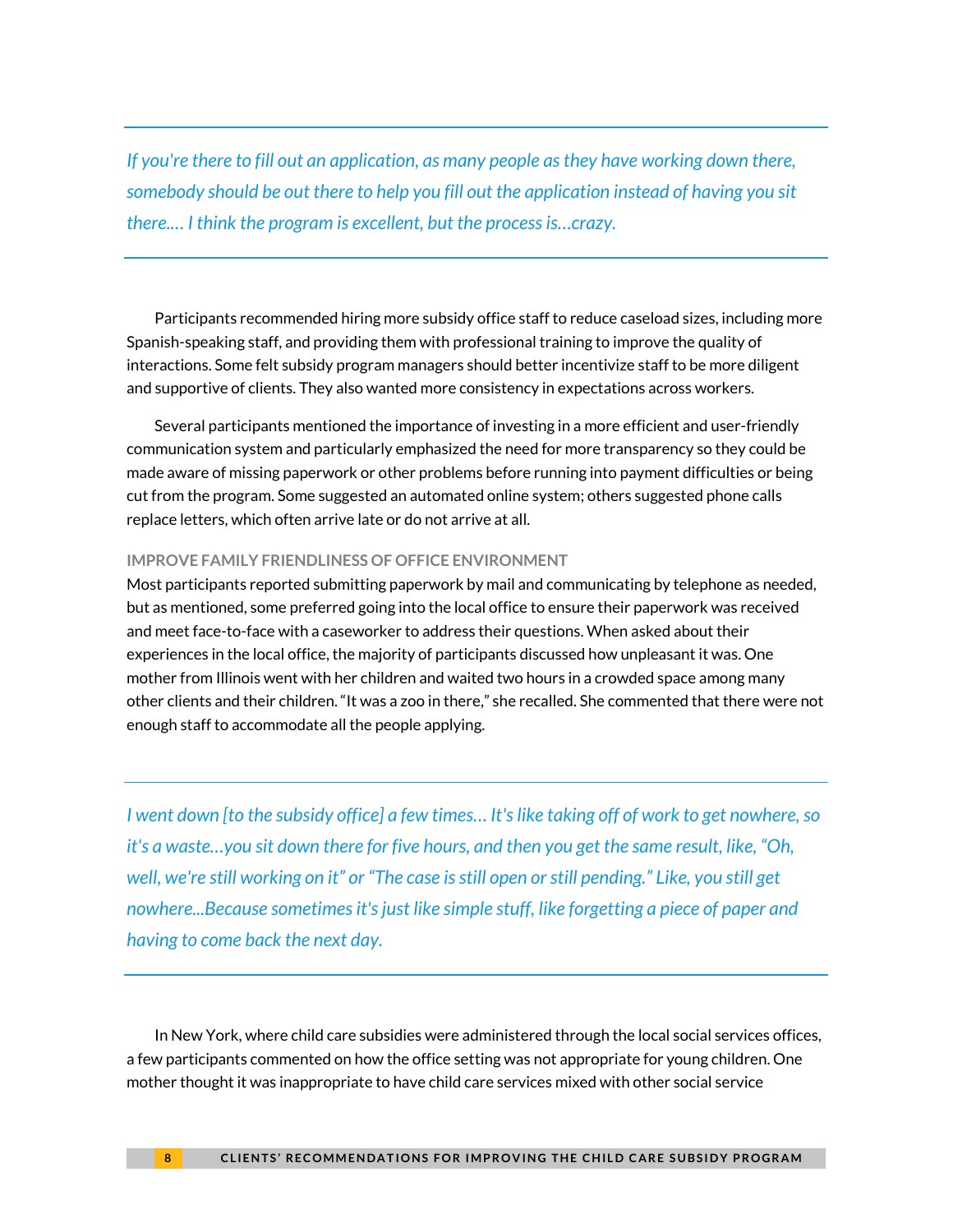*If you're there to fill out an application, as many people as they have working down there, somebody should be out there to help you fill out the application instead of having you sit there.… I think the program is excellent, but the process is…crazy.*

Participants recommended hiring more subsidy office staff to reduce caseload sizes, including more Spanish-speaking staff, and providing them with professional training to improve the quality of interactions. Some felt subsidy program managers should better incentivize staff to be more diligent and supportive of clients. They also wanted more consistency in expectations across workers.

Several participants mentioned the importance of investing in a more efficient and user-friendly communication system and particularly emphasized the need for more transparency so they could be made aware of missing paperwork or other problems before running into payment difficulties or being cut from the program. Some suggested an automated online system; others suggested phone calls replace letters, which often arrive late or do not arrive at all.

### IMPROVE FAMILY FRIENDLINESS OF OFFICE ENVIRONMENT

Most participants reported submitting paperwork by mail and communicating by telephone as needed, but as mentioned, some preferred going into the local office to ensure their paperwork was received and meet face-to-face with a caseworker to address their questions. When asked about their experiences in the local office, the majority of participants discussed how unpleasant it was. One mother from Illinois went with her children and waited two hours in a crowded space among many other clients and their children. “It was a zoo in there,” she recalled. She commented that there were not enough staff to accommodate all the people applying.

*I went down [to the subsidy office] a few times… It's like taking off of work to get nowhere, so it's a waste…you sit down there for five hours, and then you get the same result, like, “Oh, well, we're still working on it” or “The case is still open or still pending.” Like, you still get nowhere...Because sometimes it's just like simple stuff, like forgetting a piece of paper and having to come back the next day.*

In New York, where child care subsidies were administered through the local social services offices, a few participants commented on how the office setting was not appropriate for young children. One mother thought it was inappropriate to have child care services mixed with other social service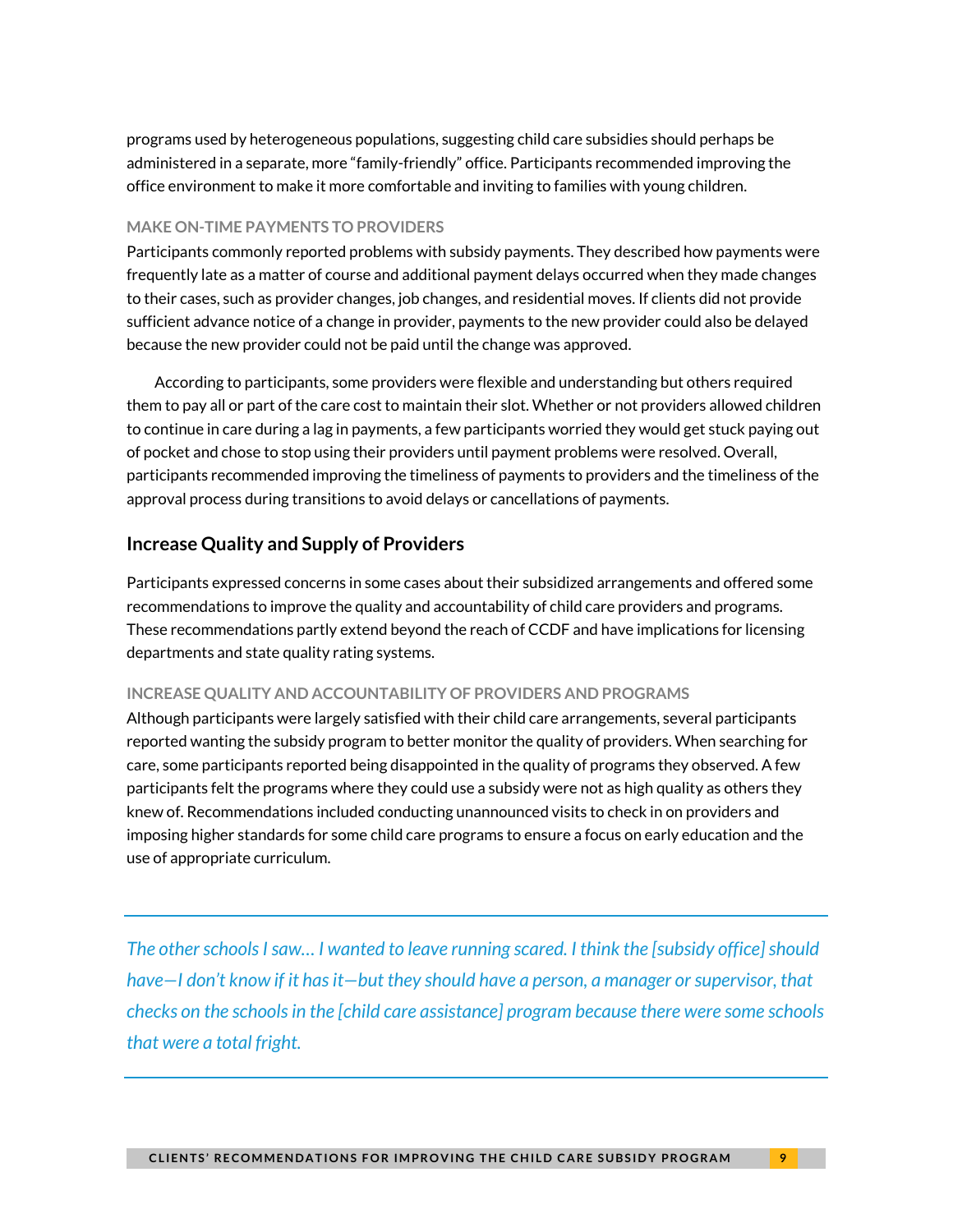programs used by heterogeneous populations, suggesting child care subsidies should perhaps be administered in a separate, more "family-friendly" office. Participants recommended improving the office environment to make it more comfortable and inviting to families with young children.

#### MAKE ON-TIME PAYMENTS TO PROVIDERS

Participants commonly reported problems with subsidy payments. They described how payments were frequently late as a matter of course and additional payment delays occurred when they made changes to their cases, such as provider changes, job changes, and residential moves. If clients did not provide sufficient advance notice of a change in provider, payments to the new provider could also be delayed because the new provider could not be paid until the change was approved.

According to participants, some providers were flexible and understanding but others required them to pay all or part of the care cost to maintain their slot. Whether or not providers allowed children to continue in care during a lag in payments, a few participants worried they would get stuck paying out of pocket and chose to stop using their providers until payment problems were resolved. Overall, participants recommended improving the timeliness of payments to providers and the timeliness of the approval process during transitions to avoid delays or cancellations of payments.

### Increase Quality and Supply of Providers

Participants expressed concerns in some cases about their subsidized arrangements and offered some recommendations to improve the quality and accountability of child care providers and programs. These recommendations partly extend beyond the reach of CCDF and have implications for licensing departments and state quality rating systems.

#### INCREASE QUALITY AND ACCOUNTABILITY OF PROVIDERS AND PROGRAMS

Although participants were largely satisfied with their child care arrangements, several participants reported wanting the subsidy program to better monitor the quality of providers. When searching for care, some participants reported being disappointed in the quality of programs they observed. A few participants felt the programs where they could use a subsidy were not as high quality as others they knew of. Recommendations included conducting unannounced visits to check in on providers and imposing higher standards for some child care programs to ensure a focus on early education and the use of appropriate curriculum.

---

*The other schools I saw… I wanted to leave running scared. I think the [subsidy office] should have—I don't know if it has it—but they should have a person, a manager or supervisor, that checks on the schools in the [child care assistance] program because there were some schools that were a total fright.*

---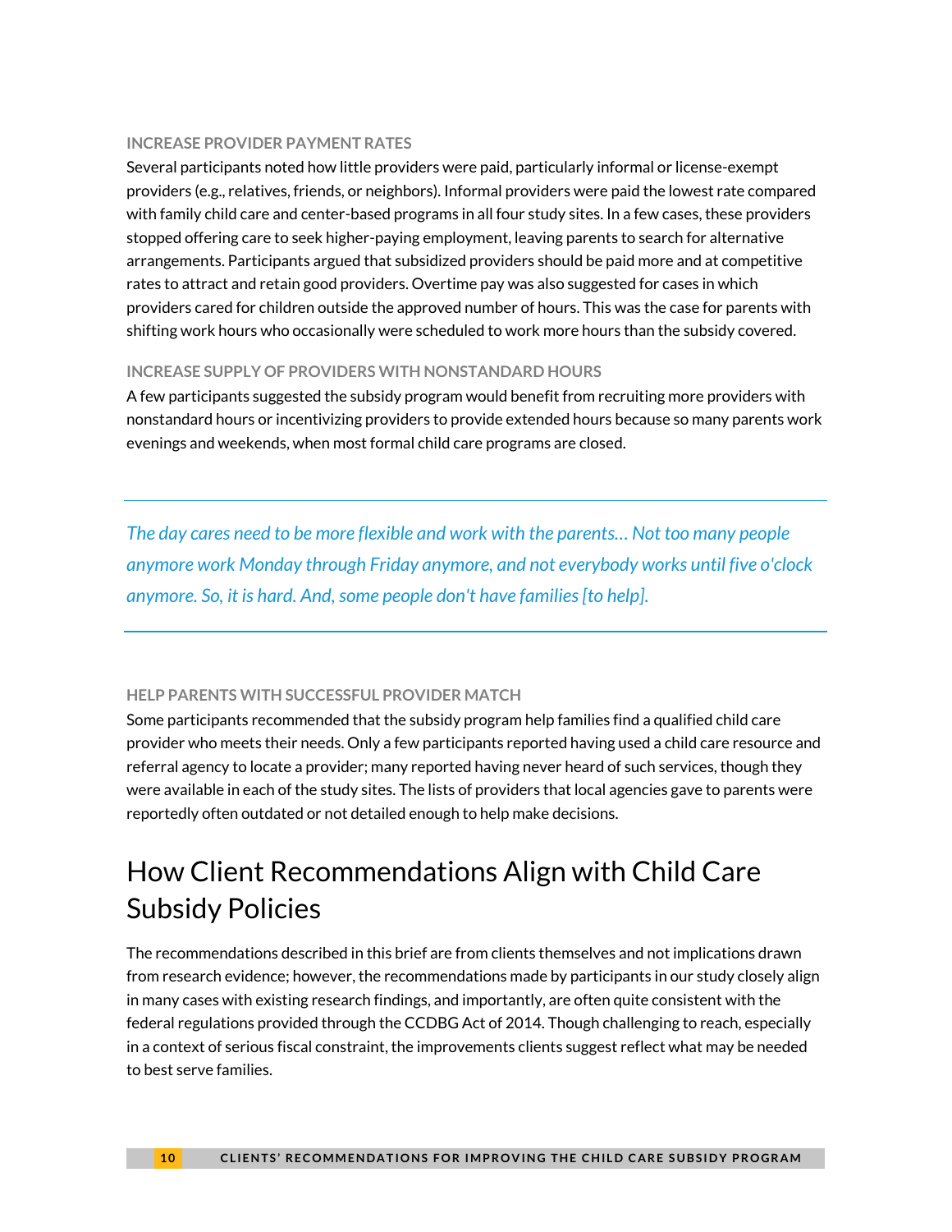### INCREASE PROVIDER PAYMENT RATES

Several participants noted how little providers were paid, particularly informal or license-exempt providers (e.g., relatives, friends, or neighbors). Informal providers were paid the lowest rate compared with family child care and center-based programs in all four study sites. In a few cases, these providers stopped offering care to seek higher-paying employment, leaving parents to search for alternative arrangements. Participants argued that subsidized providers should be paid more and at competitive rates to attract and retain good providers. Overtime pay was also suggested for cases in which providers cared for children outside the approved number of hours. This was the case for parents with shifting work hours who occasionally were scheduled to work more hours than the subsidy covered.

### INCREASE SUPPLY OF PROVIDERS WITH NONSTANDARD HOURS

A few participants suggested the subsidy program would benefit from recruiting more providers with nonstandard hours or incentivizing providers to provide extended hours because so many parents work evenings and weekends, when most formal child care programs are closed.

---

*The day cares need to be more flexible and work with the parents… Not too many people anymore work Monday through Friday anymore, and not everybody works until five o'clock anymore. So, it is hard. And, some people don't have families [to help].*

---

### HELP PARENTS WITH SUCCESSFUL PROVIDER MATCH

Some participants recommended that the subsidy program help families find a qualified child care provider who meets their needs. Only a few participants reported having used a child care resource and referral agency to locate a provider; many reported having never heard of such services, though they were available in each of the study sites. The lists of providers that local agencies gave to parents were reportedly often outdated or not detailed enough to help make decisions.

## How Client Recommendations Align with Child Care Subsidy Policies

The recommendations described in this brief are from clients themselves and not implications drawn from research evidence; however, the recommendations made by participants in our study closely align in many cases with existing research findings, and importantly, are often quite consistent with the federal regulations provided through the CCDBG Act of 2014. Though challenging to reach, especially in a context of serious fiscal constraint, the improvements clients suggest reflect what may be needed to best serve families.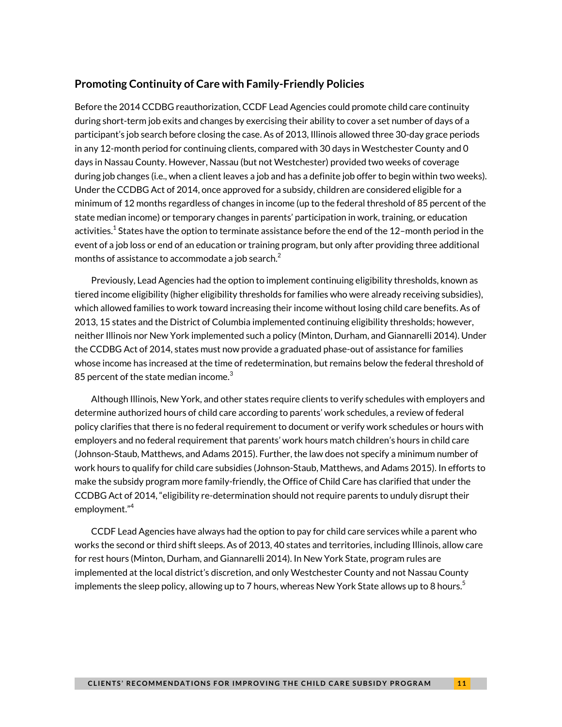## Promoting Continuity of Care with Family-Friendly Policies

Before the 2014 CCDBG reauthorization, CCDF Lead Agencies could promote child care continuity during short-term job exits and changes by exercising their ability to cover a set number of days of a participant's job search before closing the case. As of 2013, Illinois allowed three 30-day grace periods in any 12-month period for continuing clients, compared with 30 days in Westchester County and 0 days in Nassau County. However, Nassau (but not Westchester) provided two weeks of coverage during job changes (i.e., when a client leaves a job and has a definite job offer to begin within two weeks). Under the CCDBG Act of 2014, once approved for a subsidy, children are considered eligible for a minimum of 12 months regardless of changes in income (up to the federal threshold of 85 percent of the state median income) or temporary changes in parents' participation in work, training, or education activities.[1] States have the option to terminate assistance before the end of the 12–month period in the event of a job loss or end of an education or training program, but only after providing three additional months of assistance to accommodate a job search.[2]

Previously, Lead Agencies had the option to implement continuing eligibility thresholds, known as tiered income eligibility (higher eligibility thresholds for families who were already receiving subsidies), which allowed families to work toward increasing their income without losing child care benefits. As of 2013, 15 states and the District of Columbia implemented continuing eligibility thresholds; however, neither Illinois nor New York implemented such a policy (Minton, Durham, and Giannarelli 2014). Under the CCDBG Act of 2014, states must now provide a graduated phase-out of assistance for families whose income has increased at the time of redetermination, but remains below the federal threshold of 85 percent of the state median income.[3]

Although Illinois, New York, and other states require clients to verify schedules with employers and determine authorized hours of child care according to parents' work schedules, a review of federal policy clarifies that there is no federal requirement to document or verify work schedules or hours with employers and no federal requirement that parents' work hours match children's hours in child care (Johnson-Staub, Matthews, and Adams 2015). Further, the law does not specify a minimum number of work hours to qualify for child care subsidies (Johnson-Staub, Matthews, and Adams 2015). In efforts to make the subsidy program more family-friendly, the Office of Child Care has clarified that under the CCDBG Act of 2014, "eligibility re-determination should not require parents to unduly disrupt their employment."[4]

CCDF Lead Agencies have always had the option to pay for child care services while a parent who works the second or third shift sleeps. As of 2013, 40 states and territories, including Illinois, allow care for rest hours (Minton, Durham, and Giannarelli 2014). In New York State, program rules are implemented at the local district's discretion, and only Westchester County and not Nassau County implements the sleep policy, allowing up to 7 hours, whereas New York State allows up to 8 hours.[5]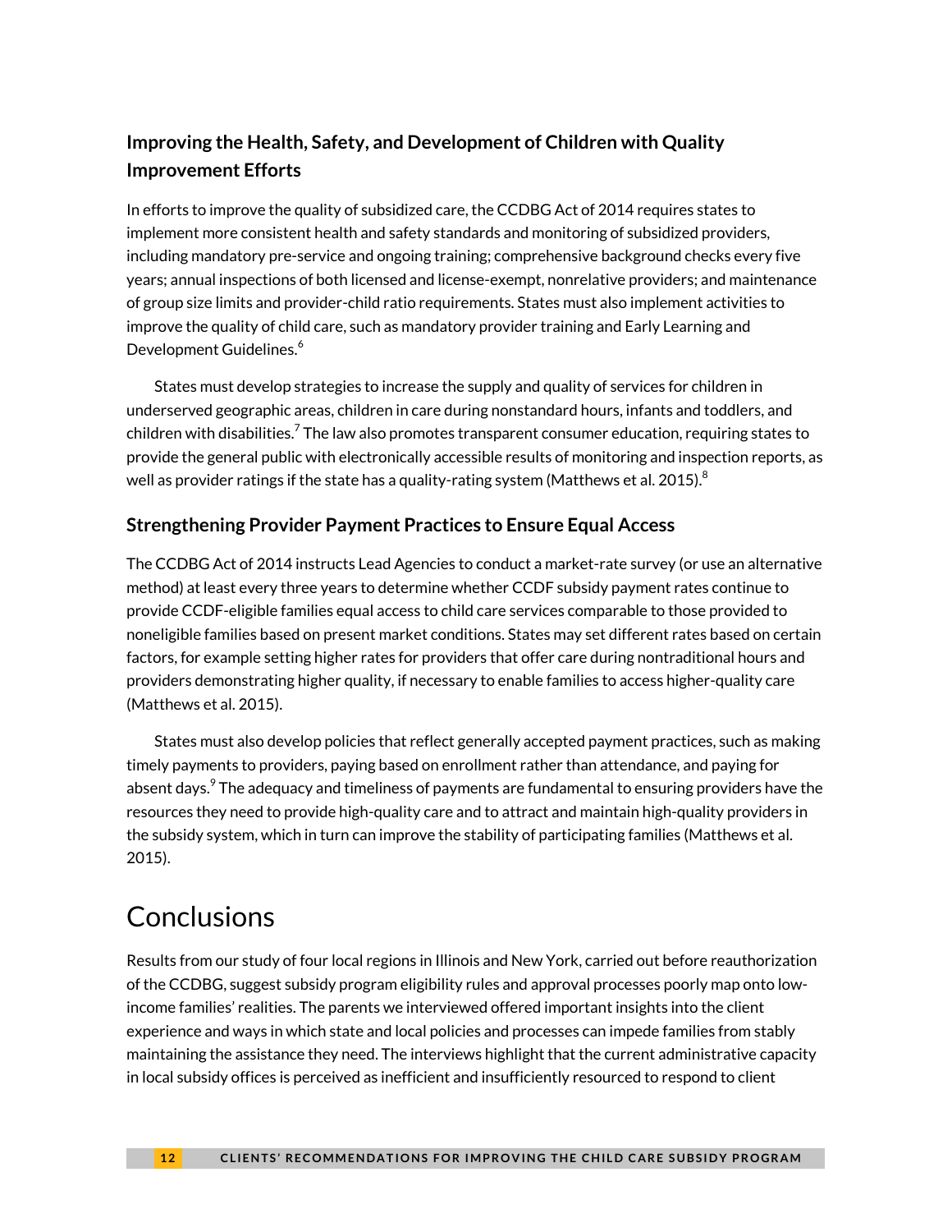### Improving the Health, Safety, and Development of Children with Quality Improvement Efforts

In efforts to improve the quality of subsidized care, the CCDBG Act of 2014 requires states to implement more consistent health and safety standards and monitoring of subsidized providers, including mandatory pre-service and ongoing training; comprehensive background checks every five years; annual inspections of both licensed and license-exempt, nonrelative providers; and maintenance of group size limits and provider-child ratio requirements. States must also implement activities to improve the quality of child care, such as mandatory provider training and Early Learning and Development Guidelines.[6]

States must develop strategies to increase the supply and quality of services for children in underserved geographic areas, children in care during nonstandard hours, infants and toddlers, and children with disabilities.[7] The law also promotes transparent consumer education, requiring states to provide the general public with electronically accessible results of monitoring and inspection reports, as well as provider ratings if the state has a quality-rating system (Matthews et al. 2015).[8]

### Strengthening Provider Payment Practices to Ensure Equal Access

The CCDBG Act of 2014 instructs Lead Agencies to conduct a market-rate survey (or use an alternative method) at least every three years to determine whether CCDF subsidy payment rates continue to provide CCDF-eligible families equal access to child care services comparable to those provided to noneligible families based on present market conditions. States may set different rates based on certain factors, for example setting higher rates for providers that offer care during nontraditional hours and providers demonstrating higher quality, if necessary to enable families to access higher-quality care (Matthews et al. 2015).

States must also develop policies that reflect generally accepted payment practices, such as making timely payments to providers, paying based on enrollment rather than attendance, and paying for absent days.[9] The adequacy and timeliness of payments are fundamental to ensuring providers have the resources they need to provide high-quality care and to attract and maintain high-quality providers in the subsidy system, which in turn can improve the stability of participating families (Matthews et al. 2015).

## Conclusions

Results from our study of four local regions in Illinois and New York, carried out before reauthorization of the CCDBG, suggest subsidy program eligibility rules and approval processes poorly map onto low-income families' realities. The parents we interviewed offered important insights into the client experience and ways in which state and local policies and processes can impede families from stably maintaining the assistance they need. The interviews highlight that the current administrative capacity in local subsidy offices is perceived as inefficient and insufficiently resourced to respond to client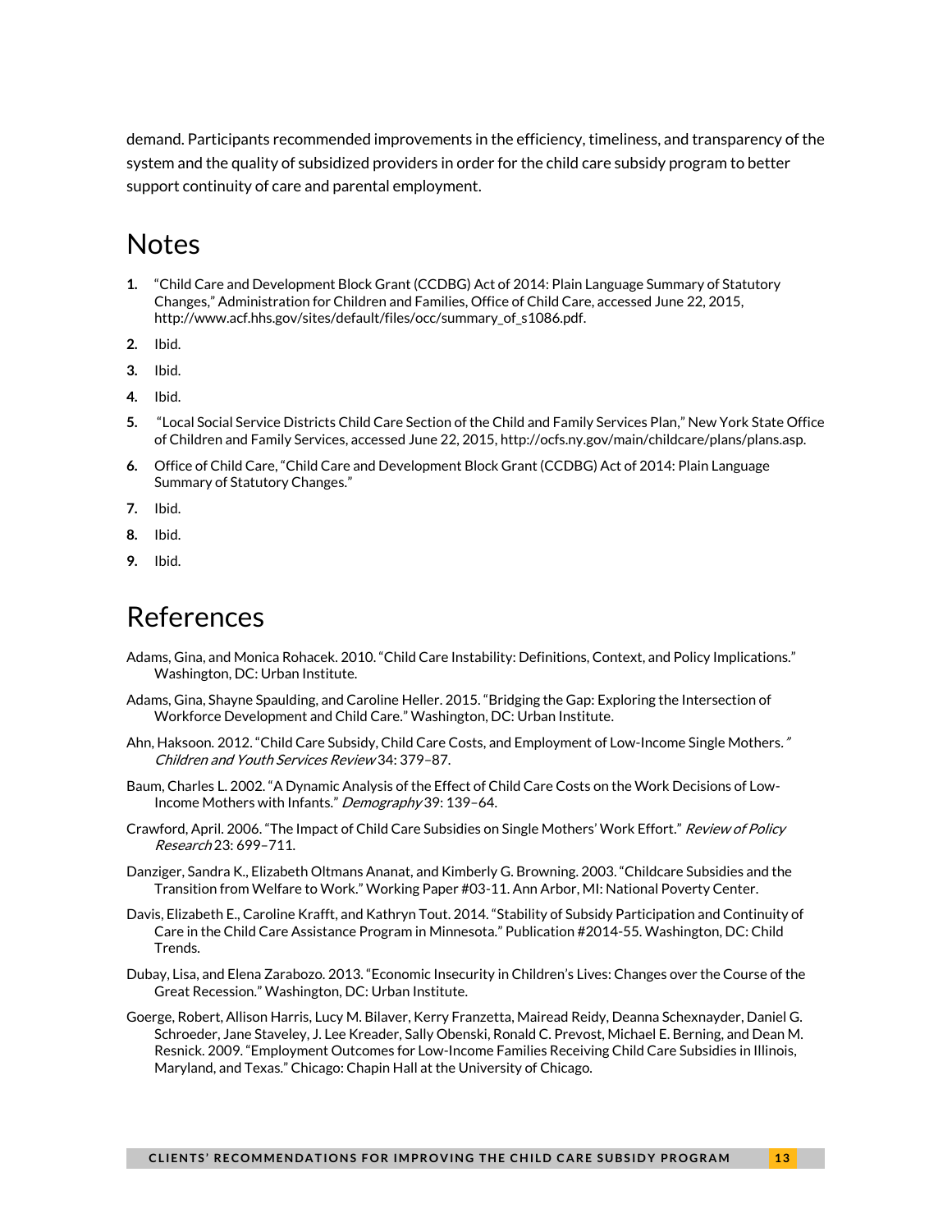demand. Participants recommended improvements in the efficiency, timeliness, and transparency of the system and the quality of subsidized providers in order for the child care subsidy program to better support continuity of care and parental employment.

# Notes

1. "Child Care and Development Block Grant (CCDBG) Act of 2014: Plain Language Summary of Statutory Changes," Administration for Children and Families, Office of Child Care, accessed June 22, 2015, http://www.acf.hhs.gov/sites/default/files/occ/summary_of_s1086.pdf.
2. Ibid.
3. Ibid.
4. Ibid.
5. "Local Social Service Districts Child Care Section of the Child and Family Services Plan," New York State Office of Children and Family Services, accessed June 22, 2015, http://ocfs.ny.gov/main/childcare/plans/plans.asp.
6. Office of Child Care, "Child Care and Development Block Grant (CCDBG) Act of 2014: Plain Language Summary of Statutory Changes."
7. Ibid.
8. Ibid.
9. Ibid.

# References

Adams, Gina, and Monica Rohacek. 2010. "Child Care Instability: Definitions, Context, and Policy Implications." Washington, DC: Urban Institute.

Adams, Gina, Shayne Spaulding, and Caroline Heller. 2015. "Bridging the Gap: Exploring the Intersection of Workforce Development and Child Care." Washington, DC: Urban Institute.

Ahn, Haksoon. 2012. "Child Care Subsidy, Child Care Costs, and Employment of Low-Income Single Mothers." *Children and Youth Services Review* 34: 379–87.

Baum, Charles L. 2002. "A Dynamic Analysis of the Effect of Child Care Costs on the Work Decisions of Low-Income Mothers with Infants." *Demography* 39: 139–64.

Crawford, April. 2006. "The Impact of Child Care Subsidies on Single Mothers' Work Effort." *Review of Policy Research* 23: 699–711.

Danziger, Sandra K., Elizabeth Oltmans Ananat, and Kimberly G. Browning. 2003. "Childcare Subsidies and the Transition from Welfare to Work." Working Paper #03-11. Ann Arbor, MI: National Poverty Center.

Davis, Elizabeth E., Caroline Krafft, and Kathryn Tout. 2014. "Stability of Subsidy Participation and Continuity of Care in the Child Care Assistance Program in Minnesota." Publication #2014-55. Washington, DC: Child Trends.

Dubay, Lisa, and Elena Zarabozo. 2013. "Economic Insecurity in Children's Lives: Changes over the Course of the Great Recession." Washington, DC: Urban Institute.

Goerge, Robert, Allison Harris, Lucy M. Bilaver, Kerry Franzetta, Mairead Reidy, Deanna Schexnayder, Daniel G. Schroeder, Jane Staveley, J. Lee Kreader, Sally Obenski, Ronald C. Prevost, Michael E. Berning, and Dean M. Resnick. 2009. "Employment Outcomes for Low-Income Families Receiving Child Care Subsidies in Illinois, Maryland, and Texas." Chicago: Chapin Hall at the University of Chicago.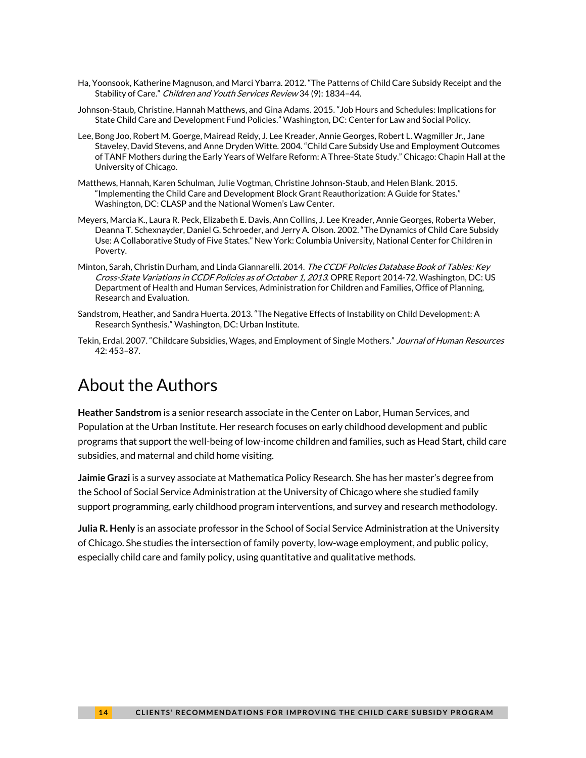Ha, Yoonsook, Katherine Magnuson, and Marci Ybarra. 2012. "The Patterns of Child Care Subsidy Receipt and the Stability of Care." *Children and Youth Services Review* 34 (9): 1834–44.

Johnson-Staub, Christine, Hannah Matthews, and Gina Adams. 2015. "Job Hours and Schedules: Implications for State Child Care and Development Fund Policies." Washington, DC: Center for Law and Social Policy.

Lee, Bong Joo, Robert M. Goerge, Mairead Reidy, J. Lee Kreader, Annie Georges, Robert L. Wagmiller Jr., Jane Staveley, David Stevens, and Anne Dryden Witte. 2004. "Child Care Subsidy Use and Employment Outcomes of TANF Mothers during the Early Years of Welfare Reform: A Three-State Study." Chicago: Chapin Hall at the University of Chicago.

Matthews, Hannah, Karen Schulman, Julie Vogtman, Christine Johnson-Staub, and Helen Blank. 2015. "Implementing the Child Care and Development Block Grant Reauthorization: A Guide for States." Washington, DC: CLASP and the National Women's Law Center.

Meyers, Marcia K., Laura R. Peck, Elizabeth E. Davis, Ann Collins, J. Lee Kreader, Annie Georges, Roberta Weber, Deanna T. Schexnayder, Daniel G. Schroeder, and Jerry A. Olson. 2002. "The Dynamics of Child Care Subsidy Use: A Collaborative Study of Five States." New York: Columbia University, National Center for Children in Poverty.

Minton, Sarah, Christin Durham, and Linda Giannarelli. 2014. *The CCDF Policies Database Book of Tables: Key Cross-State Variations in CCDF Policies as of October 1, 2013*. OPRE Report 2014-72. Washington, DC: US Department of Health and Human Services, Administration for Children and Families, Office of Planning, Research and Evaluation.

Sandstrom, Heather, and Sandra Huerta. 2013. "The Negative Effects of Instability on Child Development: A Research Synthesis." Washington, DC: Urban Institute.

Tekin, Erdal. 2007. "Childcare Subsidies, Wages, and Employment of Single Mothers." *Journal of Human Resources* 42: 453–87.

# About the Authors

**Heather Sandstrom** is a senior research associate in the Center on Labor, Human Services, and Population at the Urban Institute. Her research focuses on early childhood development and public programs that support the well-being of low-income children and families, such as Head Start, child care subsidies, and maternal and child home visiting.

**Jaimie Grazi** is a survey associate at Mathematica Policy Research. She has her master's degree from the School of Social Service Administration at the University of Chicago where she studied family support programming, early childhood program interventions, and survey and research methodology.

**Julia R. Henly** is an associate professor in the School of Social Service Administration at the University of Chicago. She studies the intersection of family poverty, low-wage employment, and public policy, especially child care and family policy, using quantitative and qualitative methods.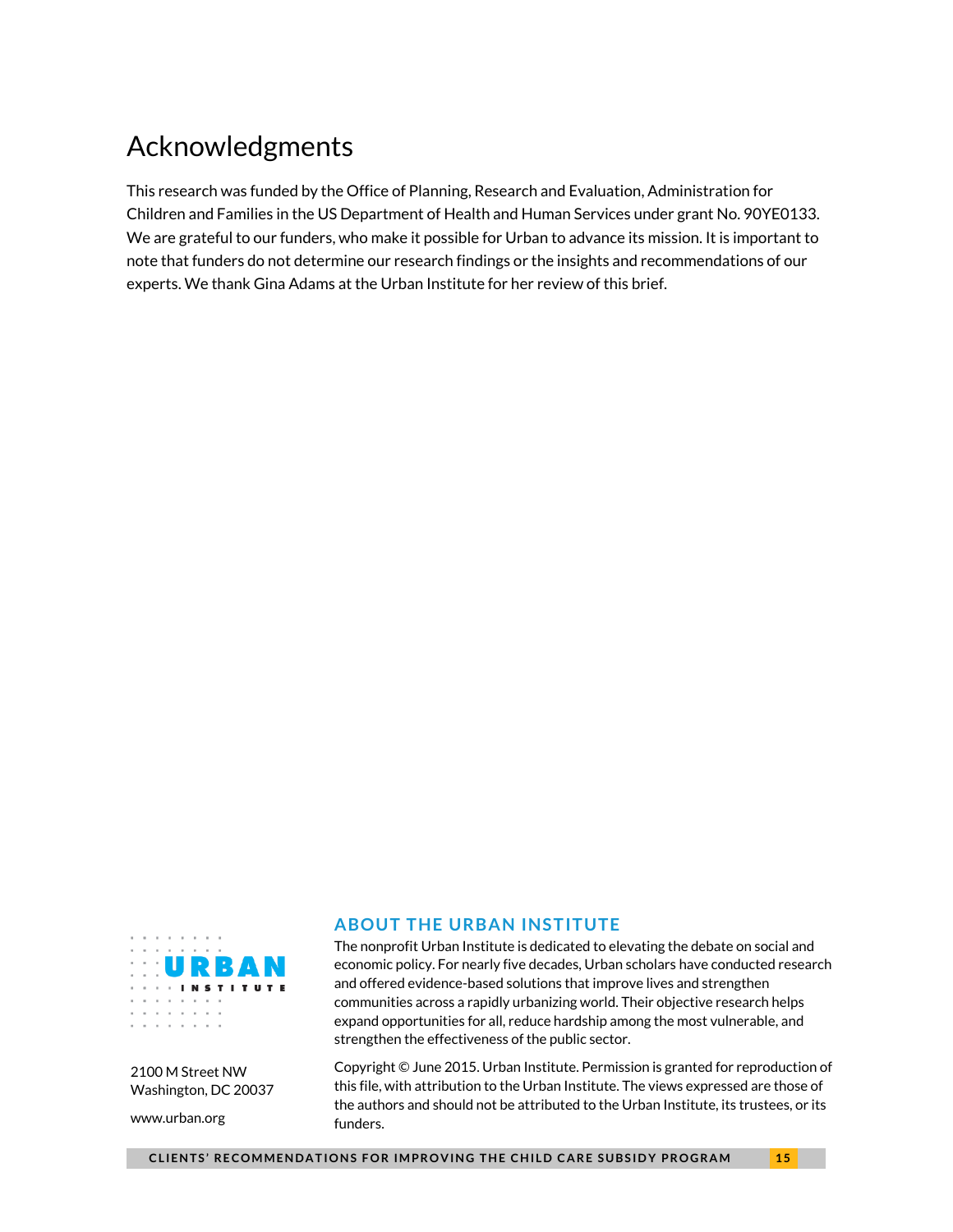# Acknowledgments

This research was funded by the Office of Planning, Research and Evaluation, Administration for Children and Families in the US Department of Health and Human Services under grant No. 90YE0133. We are grateful to our funders, who make it possible for Urban to advance its mission. It is important to note that funders do not determine our research findings or the insights and recommendations of our experts. We thank Gina Adams at the Urban Institute for her review of this brief.

URBAN INSTITUTE

2100 M Street NW
Washington, DC 20037

www.urban.org

## ABOUT THE URBAN INSTITUTE

The nonprofit Urban Institute is dedicated to elevating the debate on social and economic policy. For nearly five decades, Urban scholars have conducted research and offered evidence-based solutions that improve lives and strengthen communities across a rapidly urbanizing world. Their objective research helps expand opportunities for all, reduce hardship among the most vulnerable, and strengthen the effectiveness of the public sector.

Copyright © June 2015. Urban Institute. Permission is granted for reproduction of this file, with attribution to the Urban Institute. The views expressed are those of the authors and should not be attributed to the Urban Institute, its trustees, or its funders.